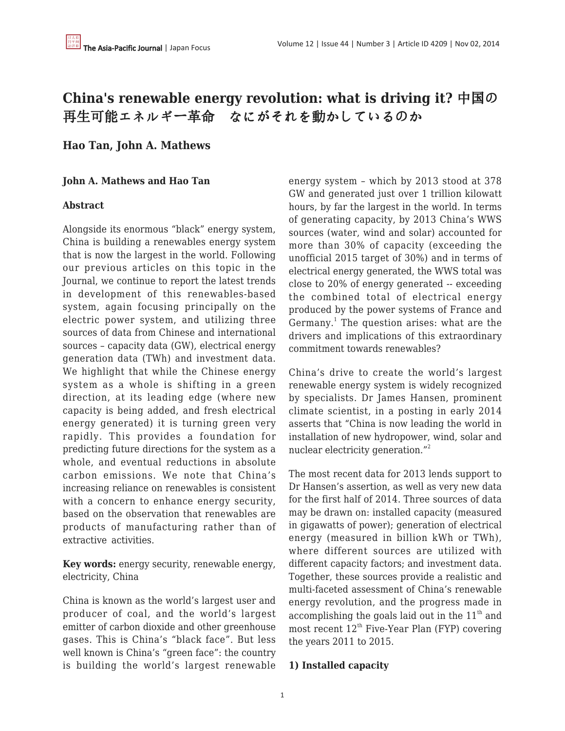# China's renewable energy revolution: what is driving it? 中国の再生可能エネルギー革命　なにがそれを動かしているのか

## Hao Tan, John A. Mathews

**John A. Mathews and Hao Tan**

**Abstract**

Alongside its enormous "black" energy system, China is building a renewables energy system that is now the largest in the world. Following our previous articles on this topic in the Journal, we continue to report the latest trends in development of this renewables-based system, again focusing principally on the electric power system, and utilizing three sources of data from Chinese and international sources – capacity data (GW), electrical energy generation data (TWh) and investment data. We highlight that while the Chinese energy system as a whole is shifting in a green direction, at its leading edge (where new capacity is being added, and fresh electrical energy generated) it is turning green very rapidly. This provides a foundation for predicting future directions for the system as a whole, and eventual reductions in absolute carbon emissions. We note that China's increasing reliance on renewables is consistent with a concern to enhance energy security, based on the observation that renewables are products of manufacturing rather than of extractive activities.

**Key words:** energy security, renewable energy, electricity, China

China is known as the world's largest user and producer of coal, and the world's largest emitter of carbon dioxide and other greenhouse gases. This is China's "black face". But less well known is China's "green face": the country is building the world's largest renewable energy system – which by 2013 stood at 378 GW and generated just over 1 trillion kilowatt hours, by far the largest in the world. In terms of generating capacity, by 2013 China's WWS sources (water, wind and solar) accounted for more than 30% of capacity (exceeding the unofficial 2015 target of 30%) and in terms of electrical energy generated, the WWS total was close to 20% of energy generated -- exceeding the combined total of electrical energy produced by the power systems of France and Germany.[1] The question arises: what are the drivers and implications of this extraordinary commitment towards renewables?

China's drive to create the world's largest renewable energy system is widely recognized by specialists. Dr James Hansen, prominent climate scientist, in a posting in early 2014 asserts that "China is now leading the world in installation of new hydropower, wind, solar and nuclear electricity generation."[2]

The most recent data for 2013 lends support to Dr Hansen's assertion, as well as very new data for the first half of 2014. Three sources of data may be drawn on: installed capacity (measured in gigawatts of power); generation of electrical energy (measured in billion kWh or TWh), where different sources are utilized with different capacity factors; and investment data. Together, these sources provide a realistic and multi-faceted assessment of China's renewable energy revolution, and the progress made in accomplishing the goals laid out in the 11th and most recent 12th Five-Year Plan (FYP) covering the years 2011 to 2015.

**1) Installed capacity**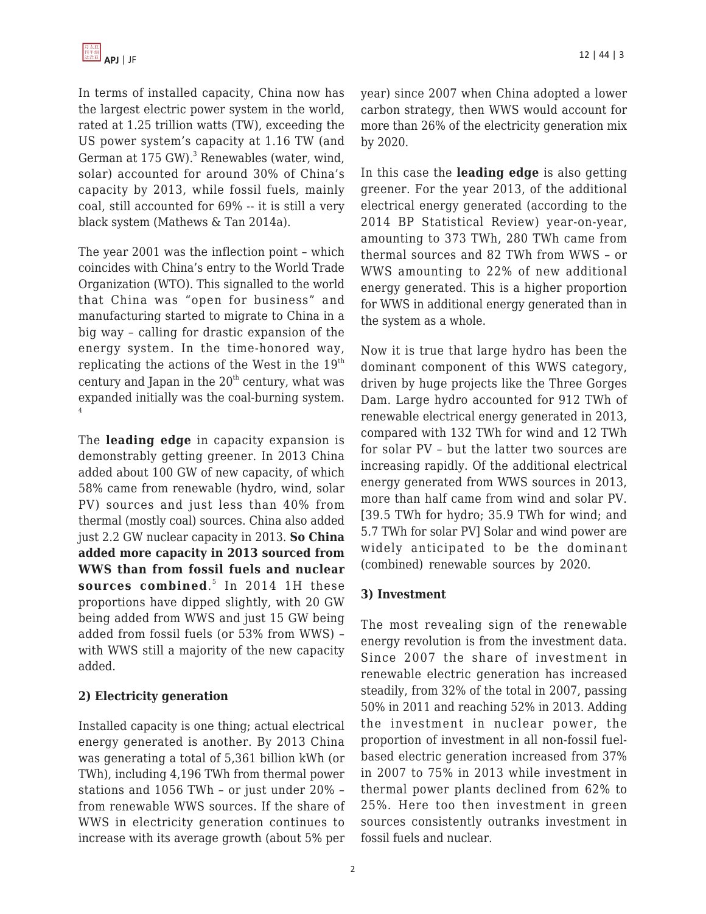In terms of installed capacity, China now has the largest electric power system in the world, rated at 1.25 trillion watts (TW), exceeding the US power system's capacity at 1.16 TW (and German at 175 GW).[3] Renewables (water, wind, solar) accounted for around 30% of China's capacity by 2013, while fossil fuels, mainly coal, still accounted for 69% -- it is still a very black system (Mathews & Tan 2014a).

The year 2001 was the inflection point – which coincides with China's entry to the World Trade Organization (WTO). This signalled to the world that China was "open for business" and manufacturing started to migrate to China in a big way – calling for drastic expansion of the energy system. In the time-honored way, replicating the actions of the West in the 19th century and Japan in the 20th century, what was expanded initially was the coal-burning system.[4]

The **leading edge** in capacity expansion is demonstrably getting greener. In 2013 China added about 100 GW of new capacity, of which 58% came from renewable (hydro, wind, solar PV) sources and just less than 40% from thermal (mostly coal) sources. China also added just 2.2 GW nuclear capacity in 2013. **So China added more capacity in 2013 sourced from WWS than from fossil fuels and nuclear sources combined**.[5] In 2014 1H these proportions have dipped slightly, with 20 GW being added from WWS and just 15 GW being added from fossil fuels (or 53% from WWS) – with WWS still a majority of the new capacity added.

### 2) Electricity generation

Installed capacity is one thing; actual electrical energy generated is another. By 2013 China was generating a total of 5,361 billion kWh (or TWh), including 4,196 TWh from thermal power stations and 1056 TWh – or just under 20% – from renewable WWS sources. If the share of WWS in electricity generation continues to increase with its average growth (about 5% per year) since 2007 when China adopted a lower carbon strategy, then WWS would account for more than 26% of the electricity generation mix by 2020.

In this case the **leading edge** is also getting greener. For the year 2013, of the additional electrical energy generated (according to the 2014 BP Statistical Review) year-on-year, amounting to 373 TWh, 280 TWh came from thermal sources and 82 TWh from WWS – or WWS amounting to 22% of new additional energy generated. This is a higher proportion for WWS in additional energy generated than in the system as a whole.

Now it is true that large hydro has been the dominant component of this WWS category, driven by huge projects like the Three Gorges Dam. Large hydro accounted for 912 TWh of renewable electrical energy generated in 2013, compared with 132 TWh for wind and 12 TWh for solar PV – but the latter two sources are increasing rapidly. Of the additional electrical energy generated from WWS sources in 2013, more than half came from wind and solar PV. [39.5 TWh for hydro; 35.9 TWh for wind; and 5.7 TWh for solar PV] Solar and wind power are widely anticipated to be the dominant (combined) renewable sources by 2020.

### 3) Investment

The most revealing sign of the renewable energy revolution is from the investment data. Since 2007 the share of investment in renewable electric generation has increased steadily, from 32% of the total in 2007, passing 50% in 2011 and reaching 52% in 2013. Adding the investment in nuclear power, the proportion of investment in all non-fossil fuel-based electric generation increased from 37% in 2007 to 75% in 2013 while investment in thermal power plants declined from 62% to 25%. Here too then investment in green sources consistently outranks investment in fossil fuels and nuclear.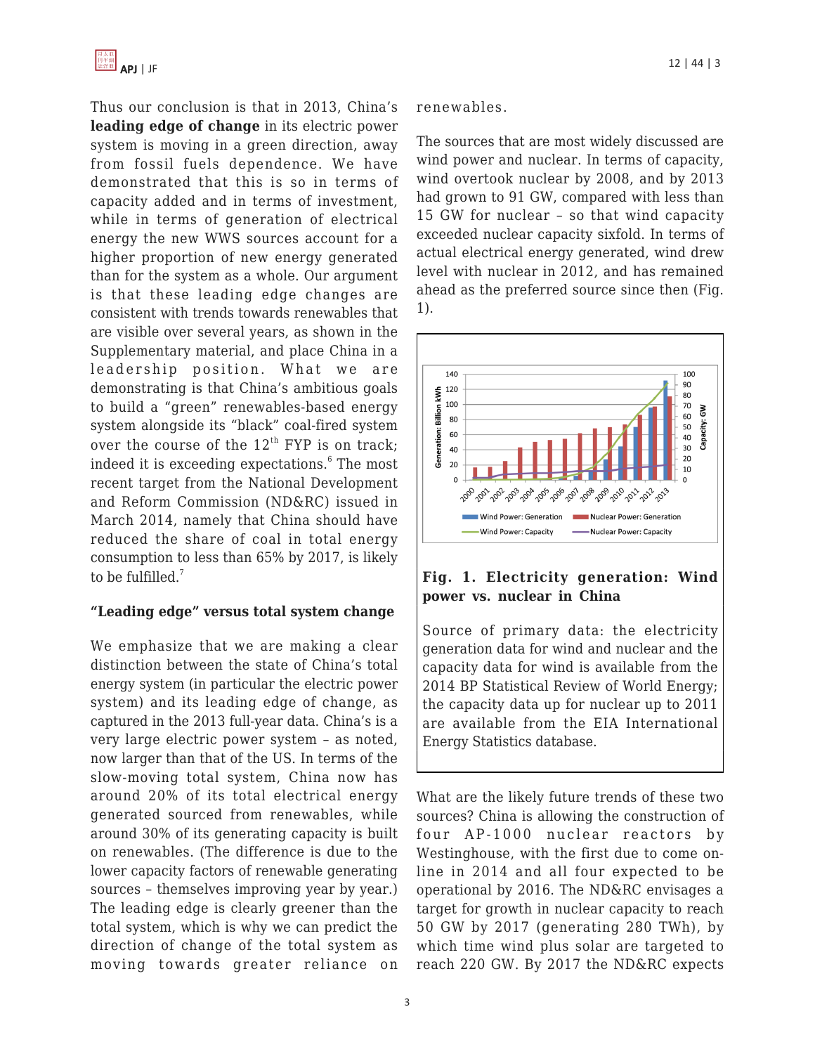Thus our conclusion is that in 2013, China's **leading edge of change** in its electric power system is moving in a green direction, away from fossil fuels dependence. We have demonstrated that this is so in terms of capacity added and in terms of investment, while in terms of generation of electrical energy the new WWS sources account for a higher proportion of new energy generated than for the system as a whole. Our argument is that these leading edge changes are consistent with trends towards renewables that are visible over several years, as shown in the Supplementary material, and place China in a leadership position. What we are demonstrating is that China's ambitious goals to build a "green" renewables-based energy system alongside its "black" coal-fired system over the course of the 12th FYP is on track; indeed it is exceeding expectations.[6] The most recent target from the National Development and Reform Commission (ND&RC) issued in March 2014, namely that China should have reduced the share of coal in total energy consumption to less than 65% by 2017, is likely to be fulfilled.[7]

### "Leading edge" versus total system change

We emphasize that we are making a clear distinction between the state of China's total energy system (in particular the electric power system) and its leading edge of change, as captured in the 2013 full-year data. China's is a very large electric power system – as noted, now larger than that of the US. In terms of the slow-moving total system, China now has around 20% of its total electrical energy generated sourced from renewables, while around 30% of its generating capacity is built on renewables. (The difference is due to the lower capacity factors of renewable generating sources – themselves improving year by year.) The leading edge is clearly greener than the total system, which is why we can predict the direction of change of the total system as moving towards greater reliance on renewables.

The sources that are most widely discussed are wind power and nuclear. In terms of capacity, wind overtook nuclear by 2008, and by 2013 had grown to 91 GW, compared with less than 15 GW for nuclear – so that wind capacity exceeded nuclear capacity sixfold. In terms of actual electrical energy generated, wind drew level with nuclear in 2012, and has remained ahead as the preferred source since then (Fig. 1).

**Fig. 1. Electricity generation: Wind power vs. nuclear in China**

Source of primary data: the electricity generation data for wind and nuclear and the capacity data for wind is available from the 2014 BP Statistical Review of World Energy; the capacity data up for nuclear up to 2011 are available from the EIA International Energy Statistics database.

What are the likely future trends of these two sources? China is allowing the construction of four AP-1000 nuclear reactors by Westinghouse, with the first due to come on-line in 2014 and all four expected to be operational by 2016. The ND&RC envisages a target for growth in nuclear capacity to reach 50 GW by 2017 (generating 280 TWh), by which time wind plus solar are targeted to reach 220 GW. By 2017 the ND&RC expects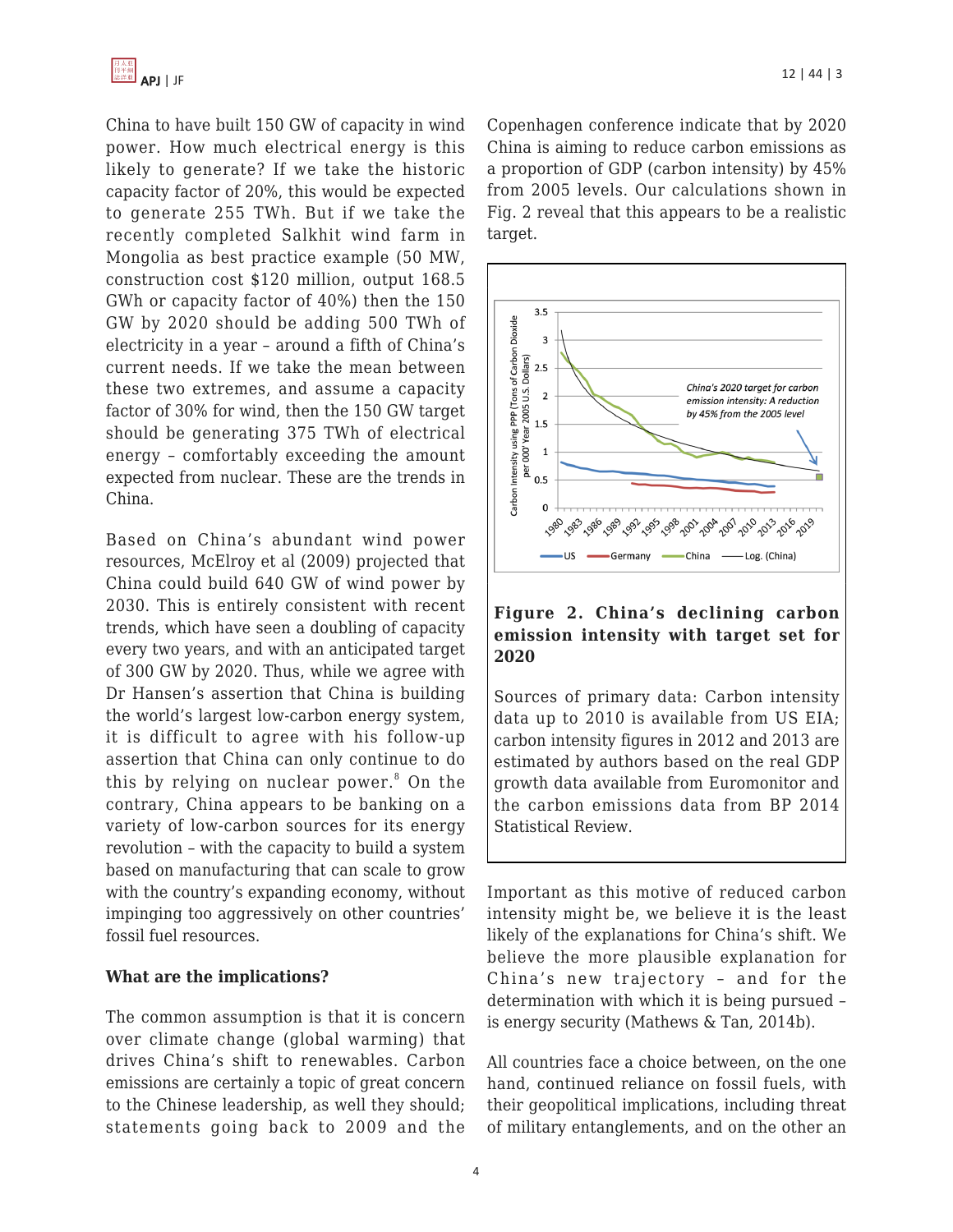China to have built 150 GW of capacity in wind power. How much electrical energy is this likely to generate? If we take the historic capacity factor of 20%, this would be expected to generate 255 TWh. But if we take the recently completed Salkhit wind farm in Mongolia as best practice example (50 MW, construction cost $120 million, output 168.5 GWh or capacity factor of 40%) then the 150 GW by 2020 should be adding 500 TWh of electricity in a year – around a fifth of China's current needs. If we take the mean between these two extremes, and assume a capacity factor of 30% for wind, then the 150 GW target should be generating 375 TWh of electrical energy – comfortably exceeding the amount expected from nuclear. These are the trends in China.

Based on China's abundant wind power resources, McElroy et al (2009) projected that China could build 640 GW of wind power by 2030. This is entirely consistent with recent trends, which have seen a doubling of capacity every two years, and with an anticipated target of 300 GW by 2020. Thus, while we agree with Dr Hansen's assertion that China is building the world's largest low-carbon energy system, it is difficult to agree with his follow-up assertion that China can only continue to do this by relying on nuclear power.[8] On the contrary, China appears to be banking on a variety of low-carbon sources for its energy revolution – with the capacity to build a system based on manufacturing that can scale to grow with the country's expanding economy, without impinging too aggressively on other countries' fossil fuel resources.

**What are the implications?**

The common assumption is that it is concern over climate change (global warming) that drives China's shift to renewables. Carbon emissions are certainly a topic of great concern to the Chinese leadership, as well they should; statements going back to 2009 and the Copenhagen conference indicate that by 2020 China is aiming to reduce carbon emissions as a proportion of GDP (carbon intensity) by 45% from 2005 levels. Our calculations shown in Fig. 2 reveal that this appears to be a realistic target.

**Figure 2. China's declining carbon emission intensity with target set for 2020**

Sources of primary data: Carbon intensity data up to 2010 is available from US EIA; carbon intensity figures in 2012 and 2013 are estimated by authors based on the real GDP growth data available from Euromonitor and the carbon emissions data from BP 2014 Statistical Review.

Important as this motive of reduced carbon intensity might be, we believe it is the least likely of the explanations for China's shift. We believe the more plausible explanation for China's new trajectory – and for the determination with which it is being pursued – is energy security (Mathews & Tan, 2014b).

All countries face a choice between, on the one hand, continued reliance on fossil fuels, with their geopolitical implications, including threat of military entanglements, and on the other an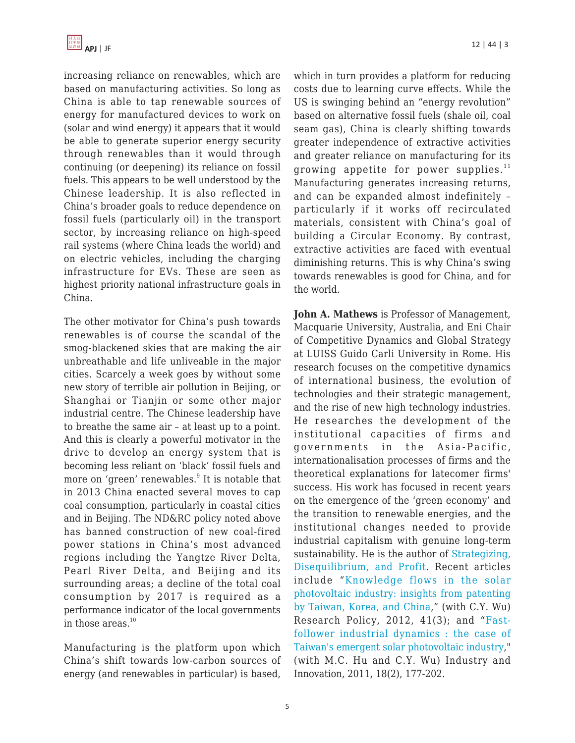increasing reliance on renewables, which are based on manufacturing activities. So long as China is able to tap renewable sources of energy for manufactured devices to work on (solar and wind energy) it appears that it would be able to generate superior energy security through renewables than it would through continuing (or deepening) its reliance on fossil fuels. This appears to be well understood by the Chinese leadership. It is also reflected in China's broader goals to reduce dependence on fossil fuels (particularly oil) in the transport sector, by increasing reliance on high-speed rail systems (where China leads the world) and on electric vehicles, including the charging infrastructure for EVs. These are seen as highest priority national infrastructure goals in China.

The other motivator for China's push towards renewables is of course the scandal of the smog-blackened skies that are making the air unbreathable and life unliveable in the major cities. Scarcely a week goes by without some new story of terrible air pollution in Beijing, or Shanghai or Tianjin or some other major industrial centre. The Chinese leadership have to breathe the same air – at least up to a point. And this is clearly a powerful motivator in the drive to develop an energy system that is becoming less reliant on 'black' fossil fuels and more on 'green' renewables.[9] It is notable that in 2013 China enacted several moves to cap coal consumption, particularly in coastal cities and in Beijing. The ND&RC policy noted above has banned construction of new coal-fired power stations in China's most advanced regions including the Yangtze River Delta, Pearl River Delta, and Beijing and its surrounding areas; a decline of the total coal consumption by 2017 is required as a performance indicator of the local governments in those areas.[10]

Manufacturing is the platform upon which China's shift towards low-carbon sources of energy (and renewables in particular) is based, which in turn provides a platform for reducing costs due to learning curve effects. While the US is swinging behind an "energy revolution" based on alternative fossil fuels (shale oil, coal seam gas), China is clearly shifting towards greater independence of extractive activities and greater reliance on manufacturing for its growing appetite for power supplies.[11] Manufacturing generates increasing returns, and can be expanded almost indefinitely – particularly if it works off recirculated materials, consistent with China's goal of building a Circular Economy. By contrast, extractive activities are faced with eventual diminishing returns. This is why China's swing towards renewables is good for China, and for the world.

**John A. Mathews** is Professor of Management, Macquarie University, Australia, and Eni Chair of Competitive Dynamics and Global Strategy at LUISS Guido Carli University in Rome. His research focuses on the competitive dynamics of international business, the evolution of technologies and their strategic management, and the rise of new high technology industries. He researches the development of the institutional capacities of firms and governments in the Asia-Pacific, internationalisation processes of firms and the theoretical explanations for latecomer firms' success. His work has focused in recent years on the emergence of the 'green economy' and the transition to renewable energies, and the institutional changes needed to provide industrial capitalism with genuine long-term sustainability. He is the author of Strategizing, Disequilibrium, and Profit. Recent articles include "Knowledge flows in the solar photovoltaic industry: insights from patenting by Taiwan, Korea, and China," (with C.Y. Wu) Research Policy, 2012, 41(3); and "Fast-follower industrial dynamics : the case of Taiwan's emergent solar photovoltaic industry," (with M.C. Hu and C.Y. Wu) Industry and Innovation, 2011, 18(2), 177-202.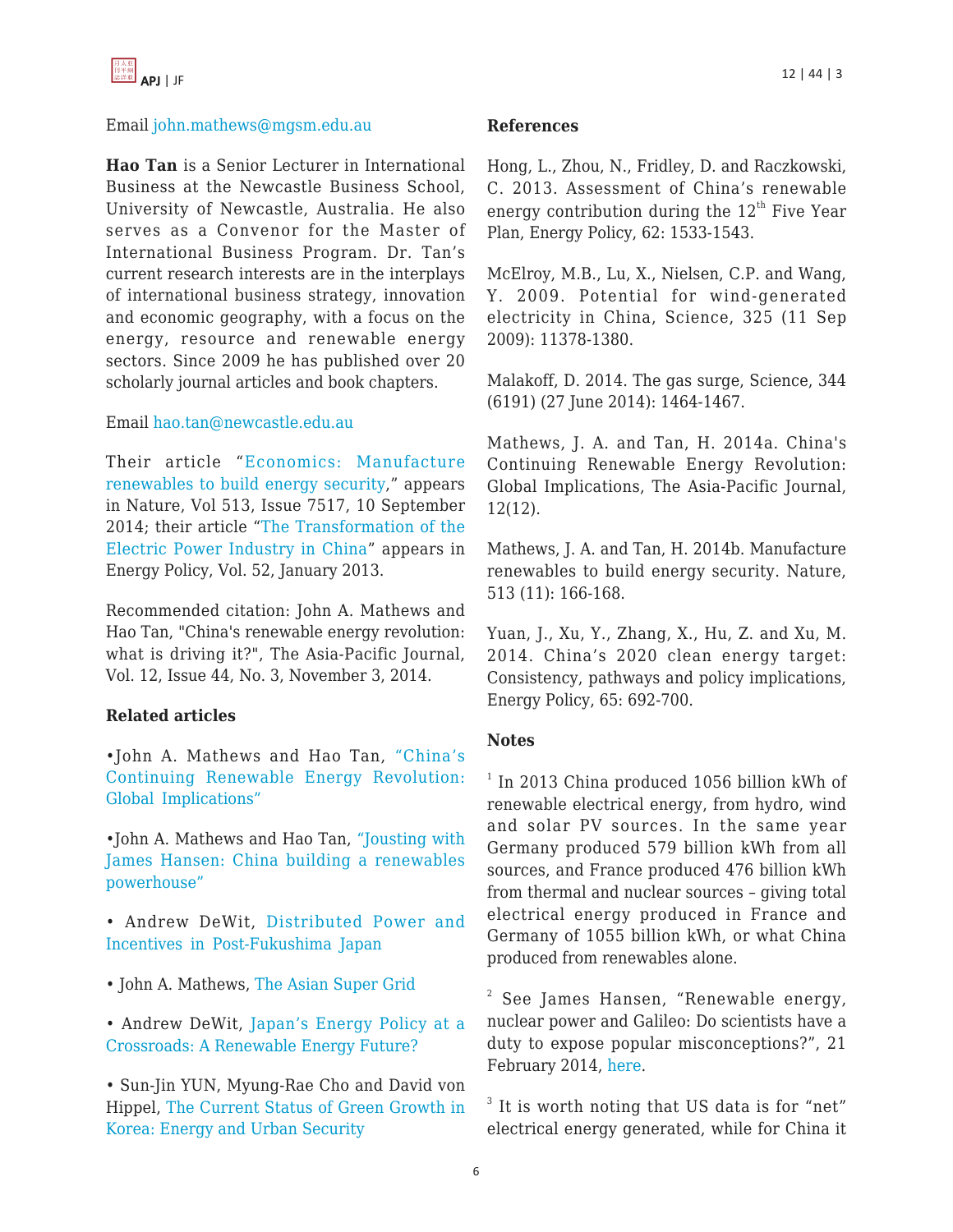Email john.mathews@mgsm.edu.au

**Hao Tan** is a Senior Lecturer in International Business at the Newcastle Business School, University of Newcastle, Australia. He also serves as a Convenor for the Master of International Business Program. Dr. Tan's current research interests are in the interplays of international business strategy, innovation and economic geography, with a focus on the energy, resource and renewable energy sectors. Since 2009 he has published over 20 scholarly journal articles and book chapters.

Email hao.tan@newcastle.edu.au

Their article "Economics: Manufacture renewables to build energy security," appears in Nature, Vol 513, Issue 7517, 10 September 2014; their article "The Transformation of the Electric Power Industry in China" appears in Energy Policy, Vol. 52, January 2013.

Recommended citation: John A. Mathews and Hao Tan, "China's renewable energy revolution: what is driving it?", The Asia-Pacific Journal, Vol. 12, Issue 44, No. 3, November 3, 2014.

**Related articles**

•John A. Mathews and Hao Tan, "China's Continuing Renewable Energy Revolution: Global Implications"

•John A. Mathews and Hao Tan, "Jousting with James Hansen: China building a renewables powerhouse"

• Andrew DeWit, Distributed Power and Incentives in Post-Fukushima Japan

• John A. Mathews, The Asian Super Grid

• Andrew DeWit, Japan's Energy Policy at a Crossroads: A Renewable Energy Future?

• Sun-Jin YUN, Myung-Rae Cho and David von Hippel, The Current Status of Green Growth in Korea: Energy and Urban Security

**References**

Hong, L., Zhou, N., Fridley, D. and Raczkowski, C. 2013. Assessment of China's renewable energy contribution during the 12th Five Year Plan, Energy Policy, 62: 1533-1543.

McElroy, M.B., Lu, X., Nielsen, C.P. and Wang, Y. 2009. Potential for wind-generated electricity in China, Science, 325 (11 Sep 2009): 11378-1380.

Malakoff, D. 2014. The gas surge, Science, 344 (6191) (27 June 2014): 1464-1467.

Mathews, J. A. and Tan, H. 2014a. China's Continuing Renewable Energy Revolution: Global Implications, The Asia-Pacific Journal, 12(12).

Mathews, J. A. and Tan, H. 2014b. Manufacture renewables to build energy security. Nature, 513 (11): 166-168.

Yuan, J., Xu, Y., Zhang, X., Hu, Z. and Xu, M. 2014. China's 2020 clean energy target: Consistency, pathways and policy implications, Energy Policy, 65: 692-700.

**Notes**

[1] In 2013 China produced 1056 billion kWh of renewable electrical energy, from hydro, wind and solar PV sources. In the same year Germany produced 579 billion kWh from all sources, and France produced 476 billion kWh from thermal and nuclear sources – giving total electrical energy produced in France and Germany of 1055 billion kWh, or what China produced from renewables alone.

[2] See James Hansen, "Renewable energy, nuclear power and Galileo: Do scientists have a duty to expose popular misconceptions?", 21 February 2014, here.

[3] It is worth noting that US data is for "net" electrical energy generated, while for China it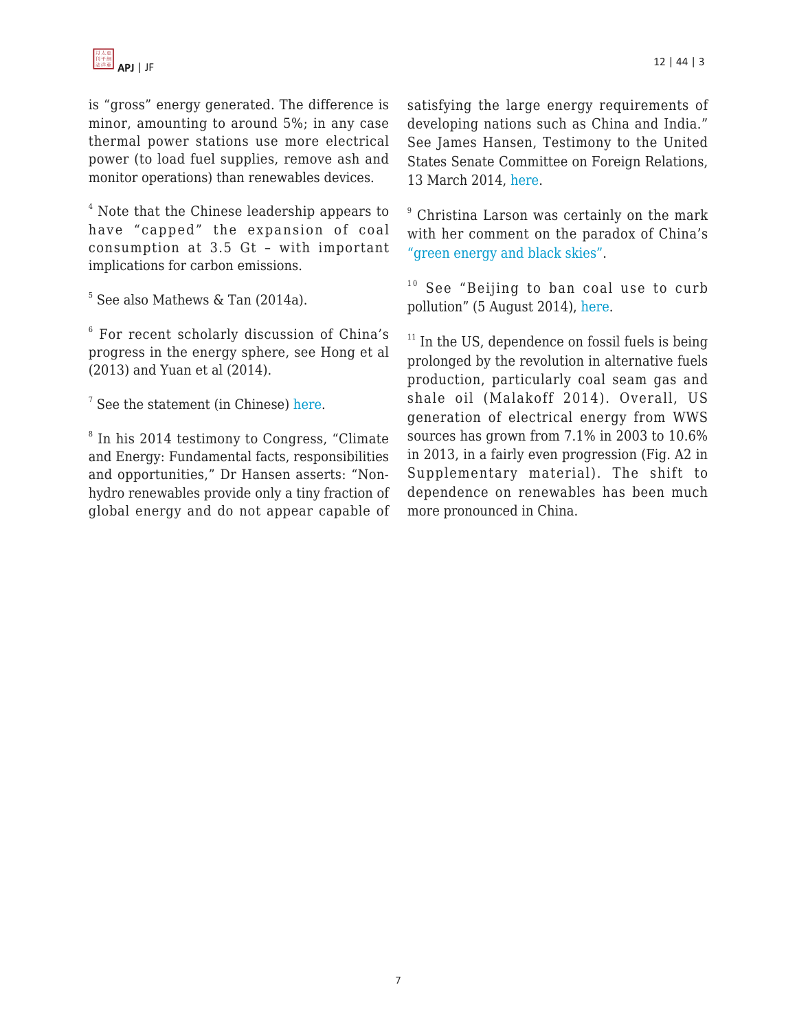is “gross” energy generated. The difference is minor, amounting to around 5%; in any case thermal power stations use more electrical power (to load fuel supplies, remove ash and monitor operations) than renewables devices.

[4] Note that the Chinese leadership appears to have “capped” the expansion of coal consumption at 3.5 Gt – with important implications for carbon emissions.

[5] See also Mathews & Tan (2014a).

[6] For recent scholarly discussion of China’s progress in the energy sphere, see Hong et al (2013) and Yuan et al (2014).

[7] See the statement (in Chinese) here.

[8] In his 2014 testimony to Congress, “Climate and Energy: Fundamental facts, responsibilities and opportunities,” Dr Hansen asserts: “Non-hydro renewables provide only a tiny fraction of global energy and do not appear capable of satisfying the large energy requirements of developing nations such as China and India.” See James Hansen, Testimony to the United States Senate Committee on Foreign Relations, 13 March 2014, here.

[9] Christina Larson was certainly on the mark with her comment on the paradox of China’s “green energy and black skies”.

[10] See “Beijing to ban coal use to curb pollution” (5 August 2014), here.

[11] In the US, dependence on fossil fuels is being prolonged by the revolution in alternative fuels production, particularly coal seam gas and shale oil (Malakoff 2014). Overall, US generation of electrical energy from WWS sources has grown from 7.1% in 2003 to 10.6% in 2013, in a fairly even progression (Fig. A2 in Supplementary material). The shift to dependence on renewables has been much more pronounced in China.